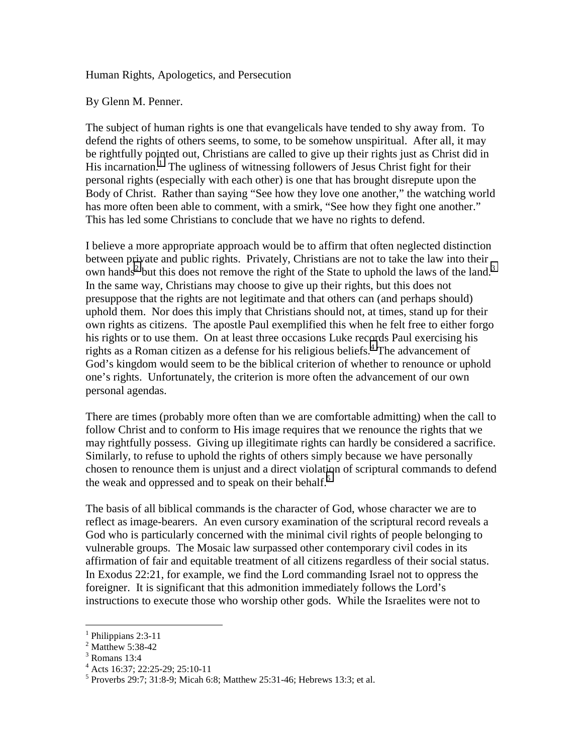Human Rights, Apologetics, and Persecution

By Glenn M. Penner.

The subject of human rights is one that evangelicals have tended to shy away from. To defend the rights of others seems, to some, to be somehow unspiritual. After all, it may be rightfully pointed out, Christians are called to give up their rights just as Christ did in His incarnation.[1] The ugliness of witnessing followers of Jesus Christ fight for their personal rights (especially with each other) is one that has brought disrepute upon the Body of Christ. Rather than saying "See how they love one another," the watching world has more often been able to comment, with a smirk, "See how they fight one another." This has led some Christians to conclude that we have no rights to defend.

I believe a more appropriate approach would be to affirm that often neglected distinction between private and public rights. Privately, Christians are not to take the law into their own hands[2] but this does not remove the right of the State to uphold the laws of the land.[3] In the same way, Christians may choose to give up their rights, but this does not presuppose that the rights are not legitimate and that others can (and perhaps should) uphold them. Nor does this imply that Christians should not, at times, stand up for their own rights as citizens. The apostle Paul exemplified this when he felt free to either forgo his rights or to use them. On at least three occasions Luke records Paul exercising his rights as a Roman citizen as a defense for his religious beliefs.[4] The advancement of God's kingdom would seem to be the biblical criterion of whether to renounce or uphold one's rights. Unfortunately, the criterion is more often the advancement of our own personal agendas.

There are times (probably more often than we are comfortable admitting) when the call to follow Christ and to conform to His image requires that we renounce the rights that we may rightfully possess. Giving up illegitimate rights can hardly be considered a sacrifice. Similarly, to refuse to uphold the rights of others simply because we have personally chosen to renounce them is unjust and a direct violation of scriptural commands to defend the weak and oppressed and to speak on their behalf.[5]

The basis of all biblical commands is the character of God, whose character we are to reflect as image-bearers. An even cursory examination of the scriptural record reveals a God who is particularly concerned with the minimal civil rights of people belonging to vulnerable groups. The Mosaic law surpassed other contemporary civil codes in its affirmation of fair and equitable treatment of all citizens regardless of their social status. In Exodus 22:21, for example, we find the Lord commanding Israel not to oppress the foreigner. It is significant that this admonition immediately follows the Lord's instructions to execute those who worship other gods. While the Israelites were not to

---

[1] Philippians 2:3-11

[2] Matthew 5:38-42

[3] Romans 13:4

[4] Acts 16:37; 22:25-29; 25:10-11

[5] Proverbs 29:7; 31:8-9; Micah 6:8; Matthew 25:31-46; Hebrews 13:3; et al.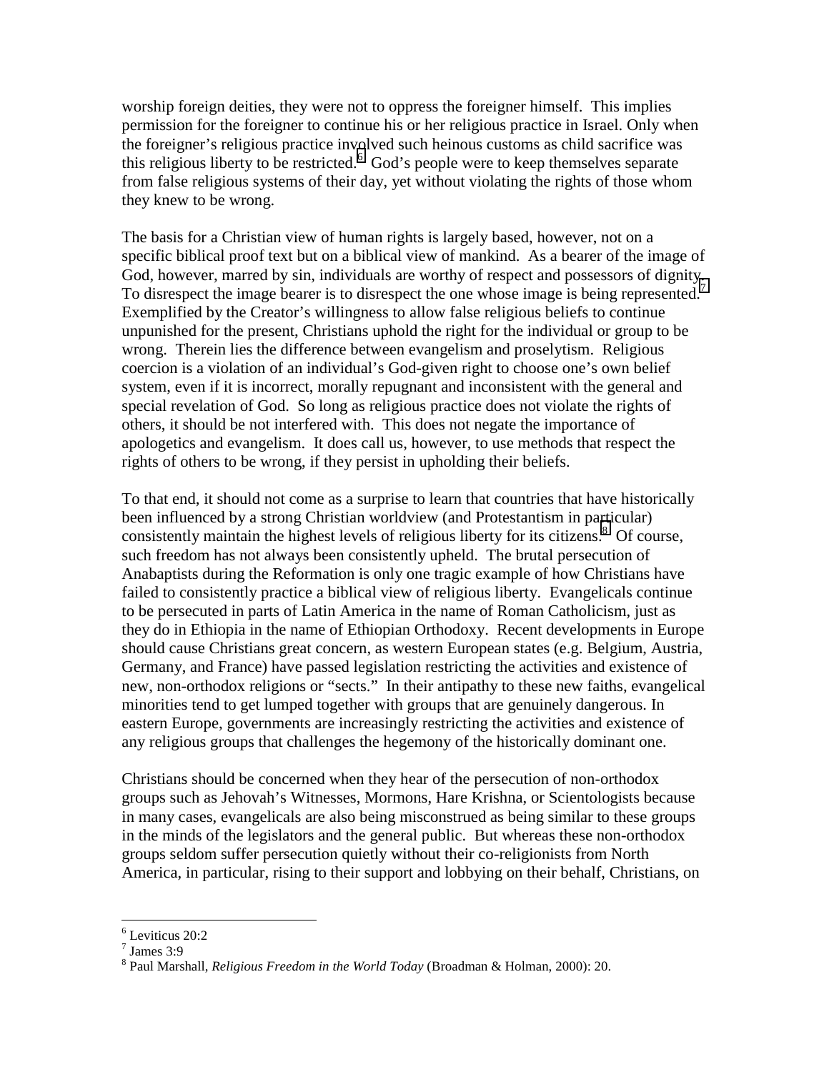worship foreign deities, they were not to oppress the foreigner himself. This implies permission for the foreigner to continue his or her religious practice in Israel. Only when the foreigner's religious practice involved such heinous customs as child sacrifice was this religious liberty to be restricted.[6] God's people were to keep themselves separate from false religious systems of their day, yet without violating the rights of those whom they knew to be wrong.

The basis for a Christian view of human rights is largely based, however, not on a specific biblical proof text but on a biblical view of mankind. As a bearer of the image of God, however, marred by sin, individuals are worthy of respect and possessors of dignity. To disrespect the image bearer is to disrespect the one whose image is being represented.[7] Exemplified by the Creator's willingness to allow false religious beliefs to continue unpunished for the present, Christians uphold the right for the individual or group to be wrong. Therein lies the difference between evangelism and proselytism. Religious coercion is a violation of an individual's God-given right to choose one's own belief system, even if it is incorrect, morally repugnant and inconsistent with the general and special revelation of God. So long as religious practice does not violate the rights of others, it should be not interfered with. This does not negate the importance of apologetics and evangelism. It does call us, however, to use methods that respect the rights of others to be wrong, if they persist in upholding their beliefs.

To that end, it should not come as a surprise to learn that countries that have historically been influenced by a strong Christian worldview (and Protestantism in particular) consistently maintain the highest levels of religious liberty for its citizens.[8] Of course, such freedom has not always been consistently upheld. The brutal persecution of Anabaptists during the Reformation is only one tragic example of how Christians have failed to consistently practice a biblical view of religious liberty. Evangelicals continue to be persecuted in parts of Latin America in the name of Roman Catholicism, just as they do in Ethiopia in the name of Ethiopian Orthodoxy. Recent developments in Europe should cause Christians great concern, as western European states (e.g. Belgium, Austria, Germany, and France) have passed legislation restricting the activities and existence of new, non-orthodox religions or "sects." In their antipathy to these new faiths, evangelical minorities tend to get lumped together with groups that are genuinely dangerous. In eastern Europe, governments are increasingly restricting the activities and existence of any religious groups that challenges the hegemony of the historically dominant one.

Christians should be concerned when they hear of the persecution of non-orthodox groups such as Jehovah's Witnesses, Mormons, Hare Krishna, or Scientologists because in many cases, evangelicals are also being misconstrued as being similar to these groups in the minds of the legislators and the general public. But whereas these non-orthodox groups seldom suffer persecution quietly without their co-religionists from North America, in particular, rising to their support and lobbying on their behalf, Christians, on

---

[6] Leviticus 20:2

[7] James 3:9

[8] Paul Marshall, *Religious Freedom in the World Today* (Broadman & Holman, 2000): 20.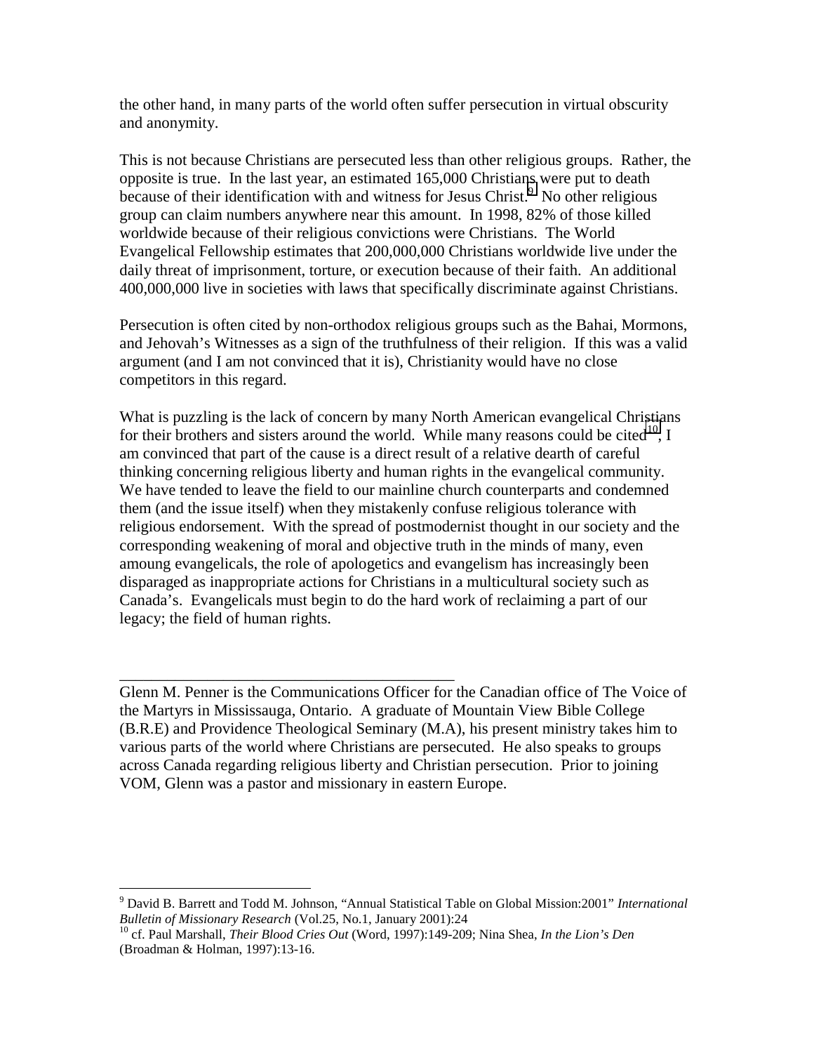the other hand, in many parts of the world often suffer persecution in virtual obscurity and anonymity.

This is not because Christians are persecuted less than other religious groups. Rather, the opposite is true. In the last year, an estimated 165,000 Christians were put to death because of their identification with and witness for Jesus Christ.[9] No other religious group can claim numbers anywhere near this amount. In 1998, 82% of those killed worldwide because of their religious convictions were Christians. The World Evangelical Fellowship estimates that 200,000,000 Christians worldwide live under the daily threat of imprisonment, torture, or execution because of their faith. An additional 400,000,000 live in societies with laws that specifically discriminate against Christians.

Persecution is often cited by non-orthodox religious groups such as the Bahai, Mormons, and Jehovah's Witnesses as a sign of the truthfulness of their religion. If this was a valid argument (and I am not convinced that it is), Christianity would have no close competitors in this regard.

What is puzzling is the lack of concern by many North American evangelical Christians for their brothers and sisters around the world. While many reasons could be cited[10], I am convinced that part of the cause is a direct result of a relative dearth of careful thinking concerning religious liberty and human rights in the evangelical community. We have tended to leave the field to our mainline church counterparts and condemned them (and the issue itself) when they mistakenly confuse religious tolerance with religious endorsement. With the spread of postmodernist thought in our society and the corresponding weakening of moral and objective truth in the minds of many, even amoung evangelicals, the role of apologetics and evangelism has increasingly been disparaged as inappropriate actions for Christians in a multicultural society such as Canada's. Evangelicals must begin to do the hard work of reclaiming a part of our legacy; the field of human rights.

---

Glenn M. Penner is the Communications Officer for the Canadian office of The Voice of the Martyrs in Mississauga, Ontario. A graduate of Mountain View Bible College (B.R.E) and Providence Theological Seminary (M.A), his present ministry takes him to various parts of the world where Christians are persecuted. He also speaks to groups across Canada regarding religious liberty and Christian persecution. Prior to joining VOM, Glenn was a pastor and missionary in eastern Europe.

---

[9] David B. Barrett and Todd M. Johnson, "Annual Statistical Table on Global Mission:2001" *International Bulletin of Missionary Research* (Vol.25, No.1, January 2001):24

[10] cf. Paul Marshall, *Their Blood Cries Out* (Word, 1997):149-209; Nina Shea, *In the Lion's Den* (Broadman & Holman, 1997):13-16.